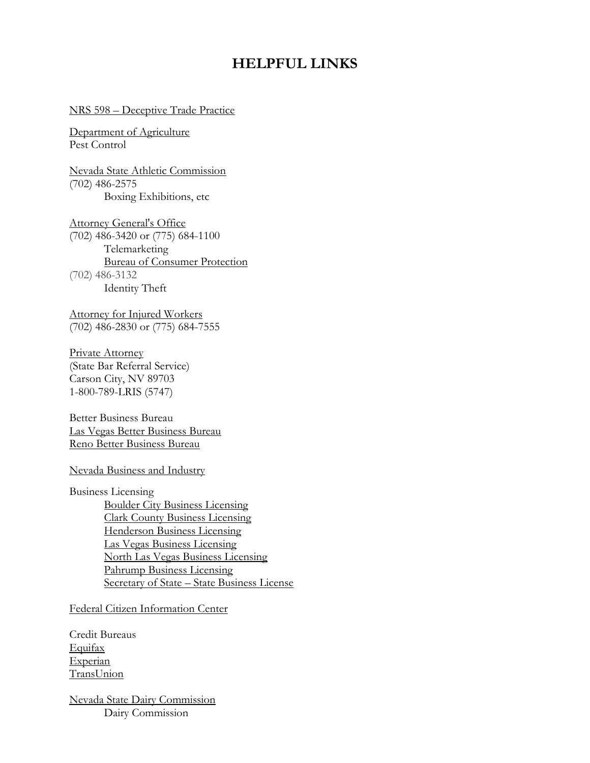# HELPFUL LINKS

NRS 598 – Deceptive Trade Practice

Department of Agriculture
Pest Control

Nevada State Athletic Commission
(702) 486-2575
    Boxing Exhibitions, etc

Attorney General's Office
(702) 486-3420 or (775) 684-1100
    Telemarketing
    Bureau of Consumer Protection
(702) 486-3132
    Identity Theft

Attorney for Injured Workers
(702) 486-2830 or (775) 684-7555

Private Attorney
(State Bar Referral Service)
Carson City, NV 89703
1-800-789-LRIS (5747)

Better Business Bureau
Las Vegas Better Business Bureau
Reno Better Business Bureau

Nevada Business and Industry

Business Licensing
- Boulder City Business Licensing
- Clark County Business Licensing
- Henderson Business Licensing
- Las Vegas Business Licensing
- North Las Vegas Business Licensing
- Pahrump Business Licensing
- Secretary of State – State Business License

Federal Citizen Information Center

Credit Bureaus
Equifax
Experian
TransUnion

Nevada State Dairy Commission
    Dairy Commission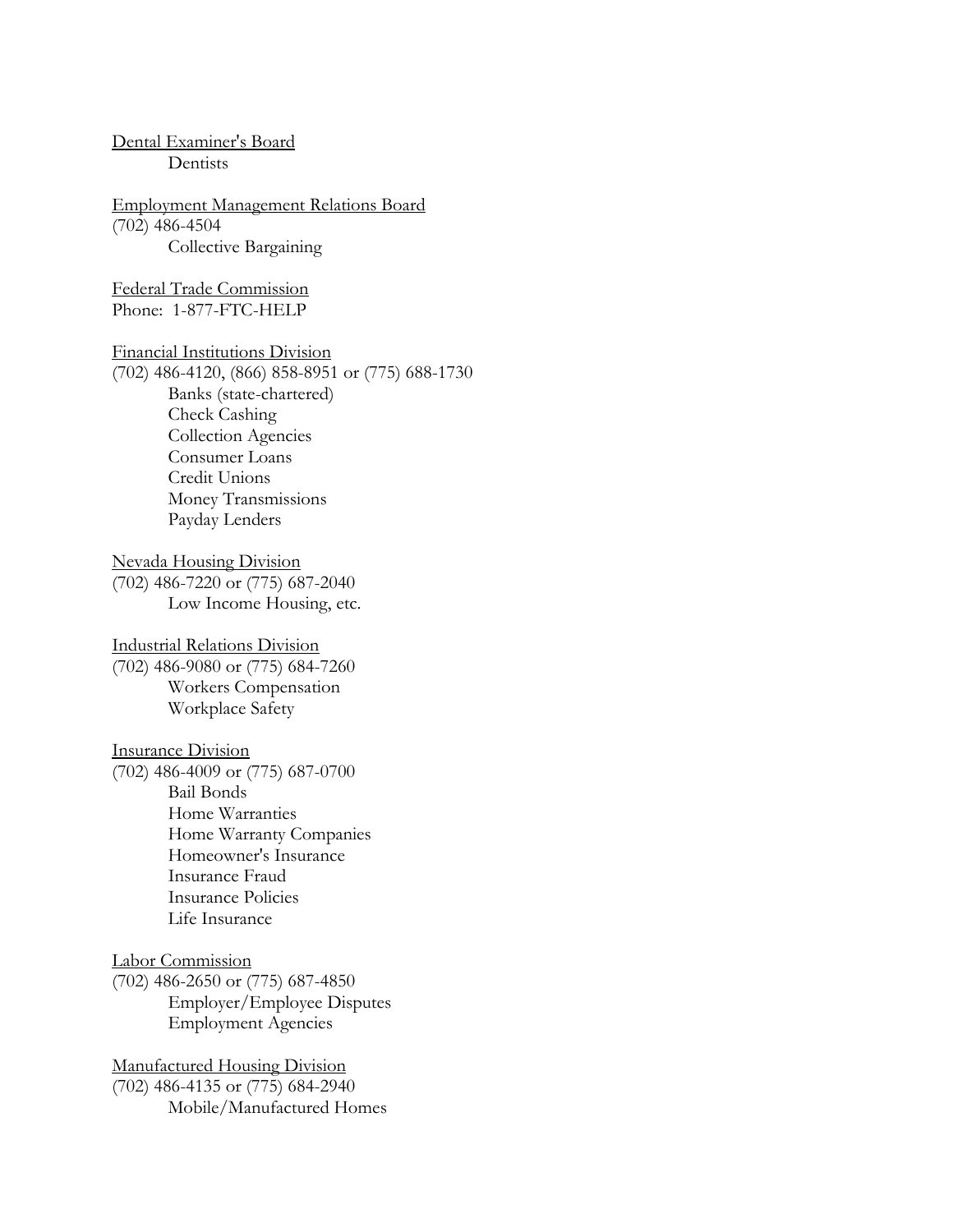<u>Dental Examiner's Board</u>

Dentists

<u>Employment Management Relations Board</u>

(702) 486-4504

Collective Bargaining

<u>Federal Trade Commission</u>

Phone: 1-877-FTC-HELP

<u>Financial Institutions Division</u>

(702) 486-4120, (866) 858-8951 or (775) 688-1730

Banks (state-chartered)
Check Cashing
Collection Agencies
Consumer Loans
Credit Unions
Money Transmissions
Payday Lenders

<u>Nevada Housing Division</u>

(702) 486-7220 or (775) 687-2040

Low Income Housing, etc.

<u>Industrial Relations Division</u>

(702) 486-9080 or (775) 684-7260

Workers Compensation
Workplace Safety

<u>Insurance Division</u>

(702) 486-4009 or (775) 687-0700

Bail Bonds
Home Warranties
Home Warranty Companies
Homeowner's Insurance
Insurance Fraud
Insurance Policies
Life Insurance

<u>Labor Commission</u>

(702) 486-2650 or (775) 687-4850

Employer/Employee Disputes
Employment Agencies

<u>Manufactured Housing Division</u>

(702) 486-4135 or (775) 684-2940

Mobile/Manufactured Homes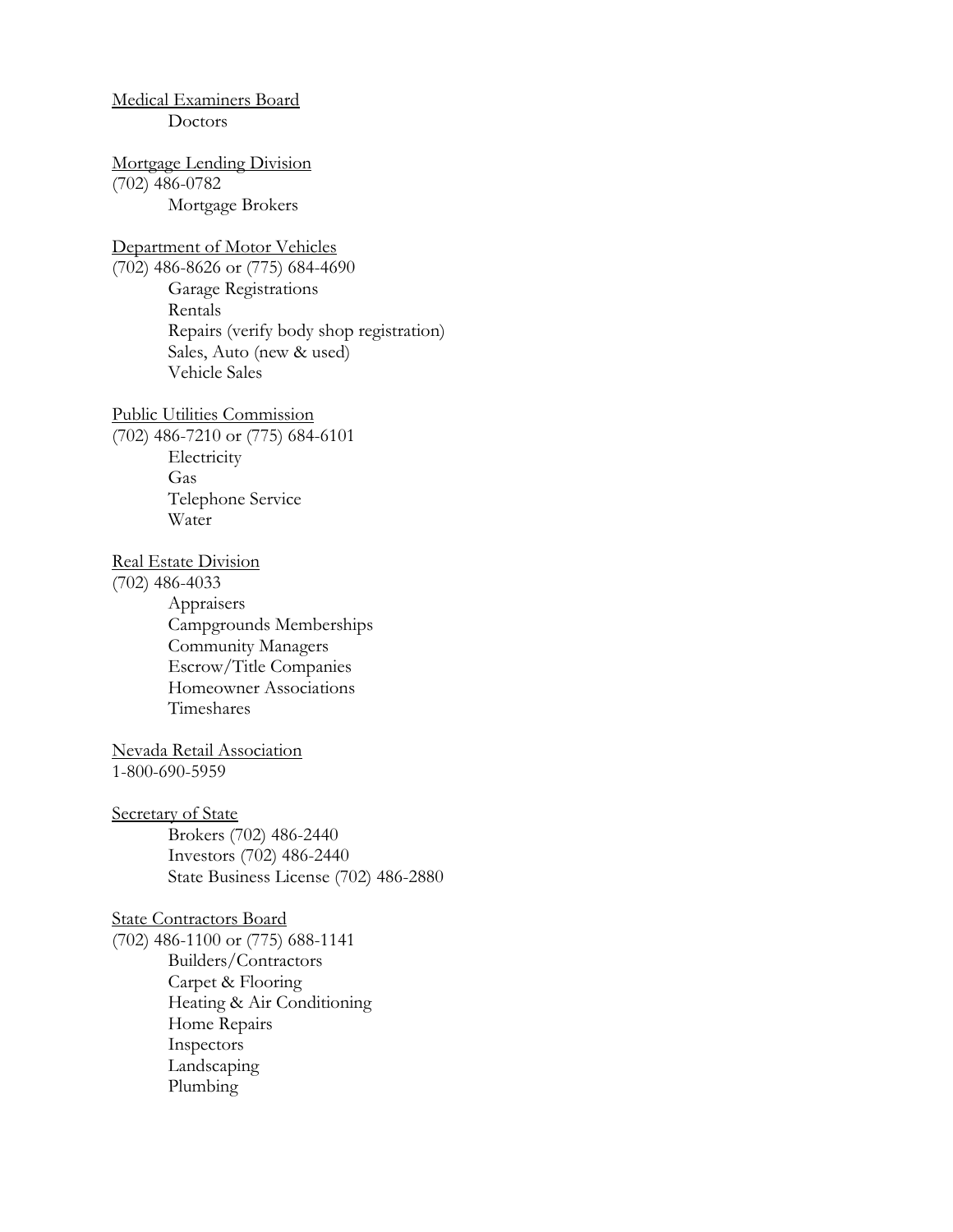Medical Examiners Board
- Doctors

Mortgage Lending Division
(702) 486-0782
- Mortgage Brokers

Department of Motor Vehicles
(702) 486-8626 or (775) 684-4690
- Garage Registrations
- Rentals
- Repairs (verify body shop registration)
- Sales, Auto (new & used)
- Vehicle Sales

Public Utilities Commission
(702) 486-7210 or (775) 684-6101
- Electricity
- Gas
- Telephone Service
- Water

Real Estate Division
(702) 486-4033
- Appraisers
- Campgrounds Memberships
- Community Managers
- Escrow/Title Companies
- Homeowner Associations
- Timeshares

Nevada Retail Association
1-800-690-5959

Secretary of State
- Brokers (702) 486-2440
- Investors (702) 486-2440
- State Business License (702) 486-2880

State Contractors Board
(702) 486-1100 or (775) 688-1141
- Builders/Contractors
- Carpet & Flooring
- Heating & Air Conditioning
- Home Repairs
- Inspectors
- Landscaping
- Plumbing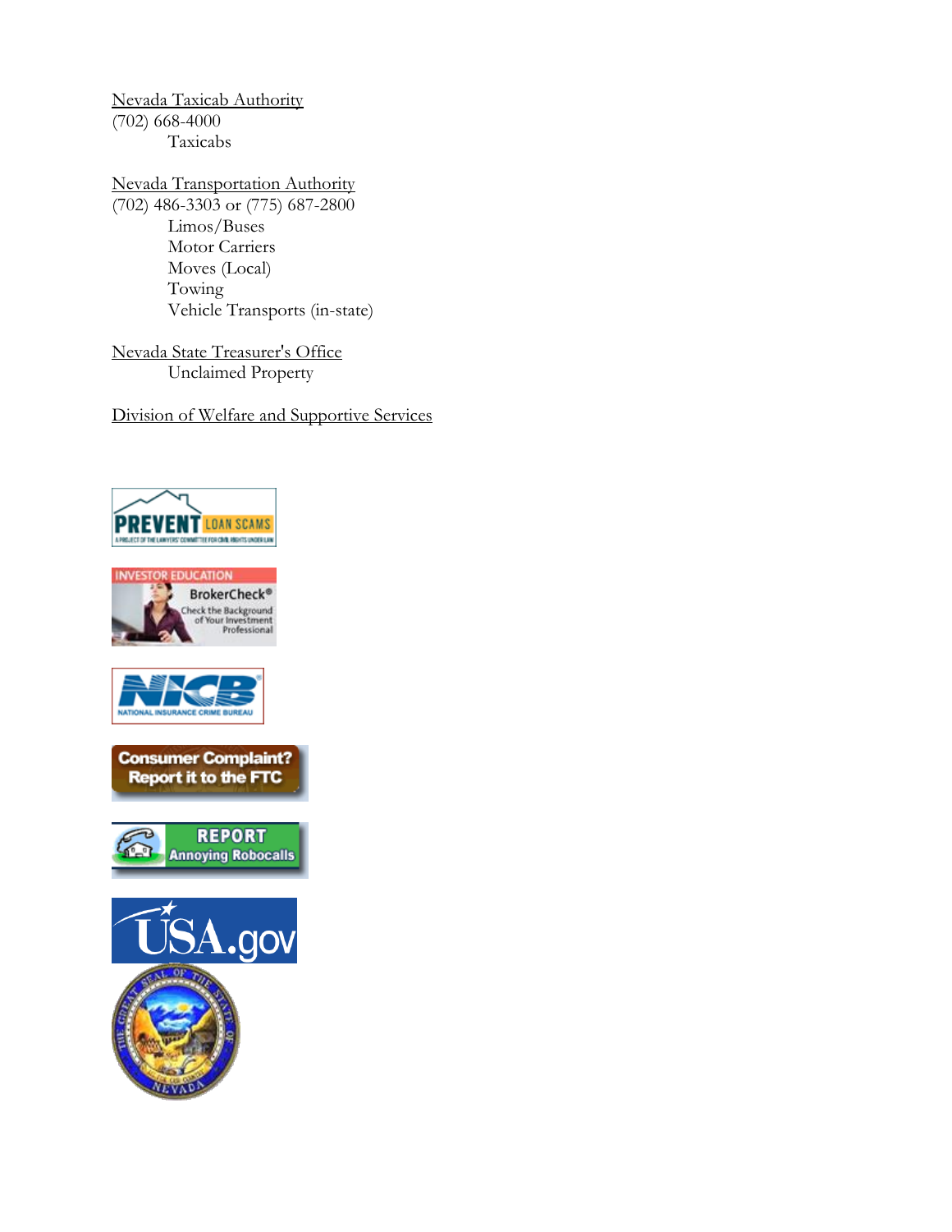Nevada Taxicab Authority
(702) 668-4000

- Taxicabs

Nevada Transportation Authority
(702) 486-3303 or (775) 687-2800

- Limos/Buses
- Motor Carriers
- Moves (Local)
- Towing
- Vehicle Transports (in-state)

Nevada State Treasurer's Office

- Unclaimed Property

Division of Welfare and Supportive Services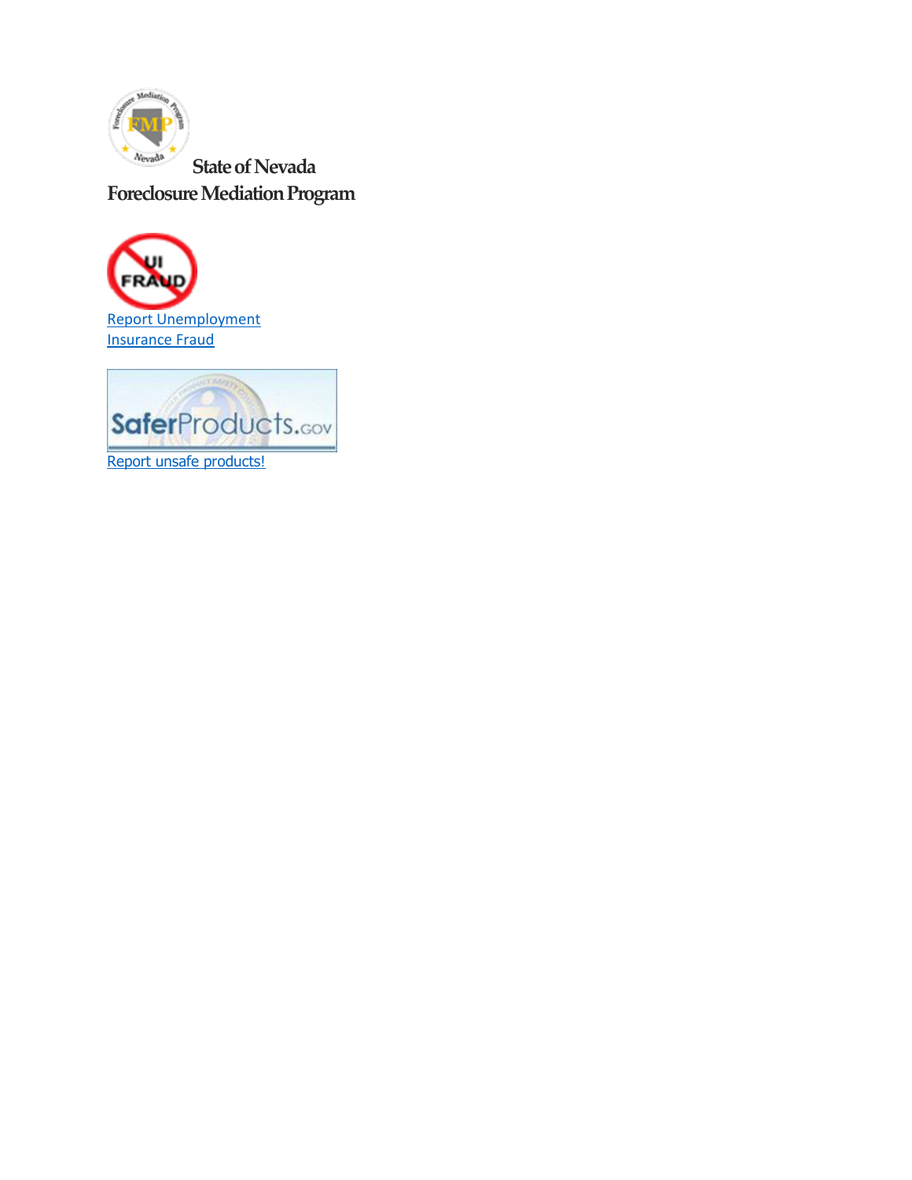State of Nevada
Foreclosure Mediation Program

Report Unemployment Insurance Fraud

Report unsafe products!